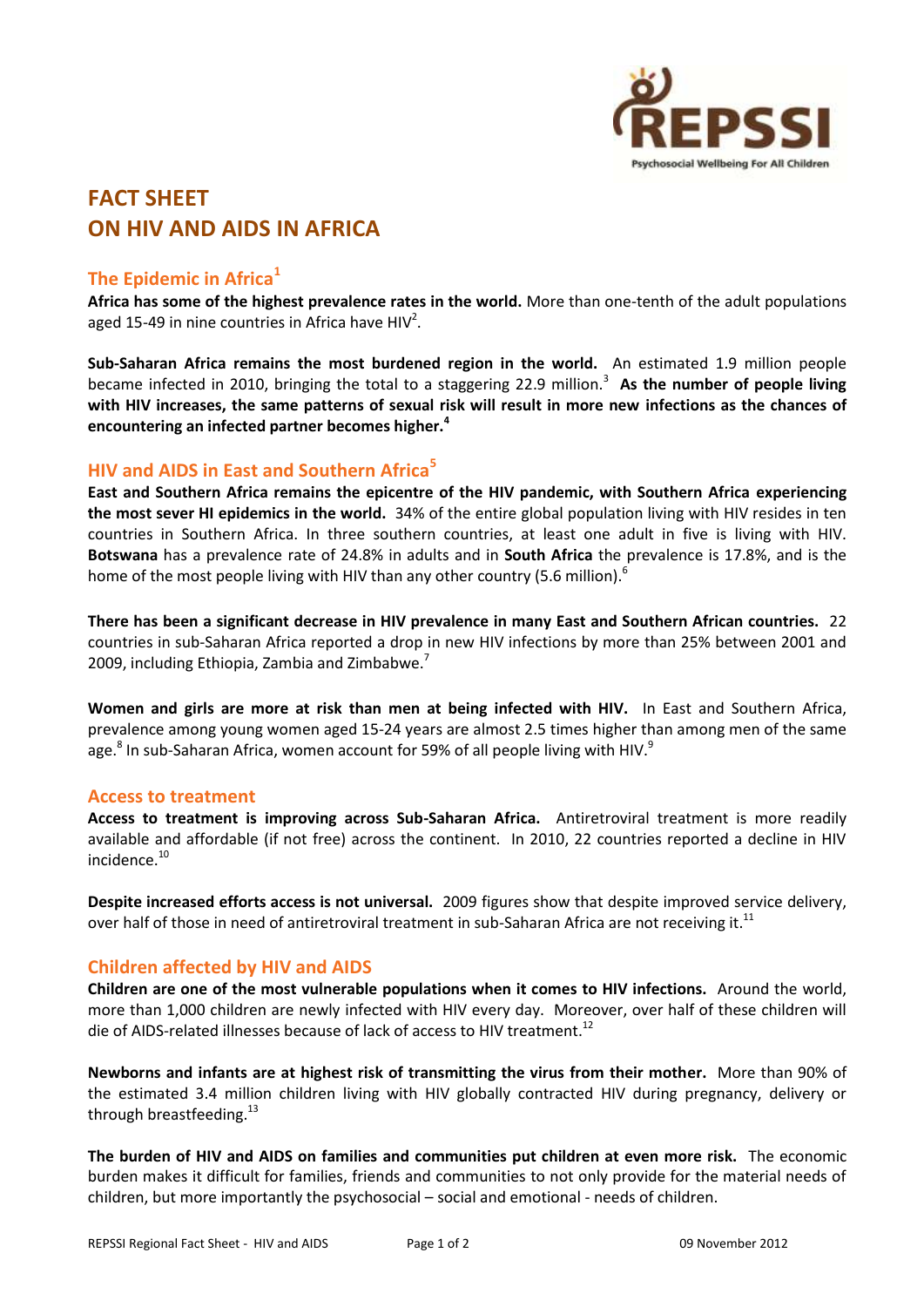# FACT SHEET
# ON HIV AND AIDS IN AFRICA

## The Epidemic in Africa[1]

**Africa has some of the highest prevalence rates in the world.** More than one-tenth of the adult populations aged 15-49 in nine countries in Africa have HIV[2].

**Sub-Saharan Africa remains the most burdened region in the world.** An estimated 1.9 million people became infected in 2010, bringing the total to a staggering 22.9 million.[3] **As the number of people living with HIV increases, the same patterns of sexual risk will result in more new infections as the chances of encountering an infected partner becomes higher.[4]**

## HIV and AIDS in East and Southern Africa[5]

**East and Southern Africa remains the epicentre of the HIV pandemic, with Southern Africa experiencing the most sever HI epidemics in the world.** 34% of the entire global population living with HIV resides in ten countries in Southern Africa. In three southern countries, at least one adult in five is living with HIV. **Botswana** has a prevalence rate of 24.8% in adults and in **South Africa** the prevalence is 17.8%, and is the home of the most people living with HIV than any other country (5.6 million).[6]

**There has been a significant decrease in HIV prevalence in many East and Southern African countries.** 22 countries in sub-Saharan Africa reported a drop in new HIV infections by more than 25% between 2001 and 2009, including Ethiopia, Zambia and Zimbabwe.[7]

**Women and girls are more at risk than men at being infected with HIV.** In East and Southern Africa, prevalence among young women aged 15-24 years are almost 2.5 times higher than among men of the same age.[8] In sub-Saharan Africa, women account for 59% of all people living with HIV.[9]

## Access to treatment

**Access to treatment is improving across Sub-Saharan Africa.** Antiretroviral treatment is more readily available and affordable (if not free) across the continent. In 2010, 22 countries reported a decline in HIV incidence.[10]

**Despite increased efforts access is not universal.** 2009 figures show that despite improved service delivery, over half of those in need of antiretroviral treatment in sub-Saharan Africa are not receiving it.[11]

## Children affected by HIV and AIDS

**Children are one of the most vulnerable populations when it comes to HIV infections.** Around the world, more than 1,000 children are newly infected with HIV every day. Moreover, over half of these children will die of AIDS-related illnesses because of lack of access to HIV treatment.[12]

**Newborns and infants are at highest risk of transmitting the virus from their mother.** More than 90% of the estimated 3.4 million children living with HIV globally contracted HIV during pregnancy, delivery or through breastfeeding.[13]

**The burden of HIV and AIDS on families and communities put children at even more risk.** The economic burden makes it difficult for families, friends and communities to not only provide for the material needs of children, but more importantly the psychosocial – social and emotional - needs of children.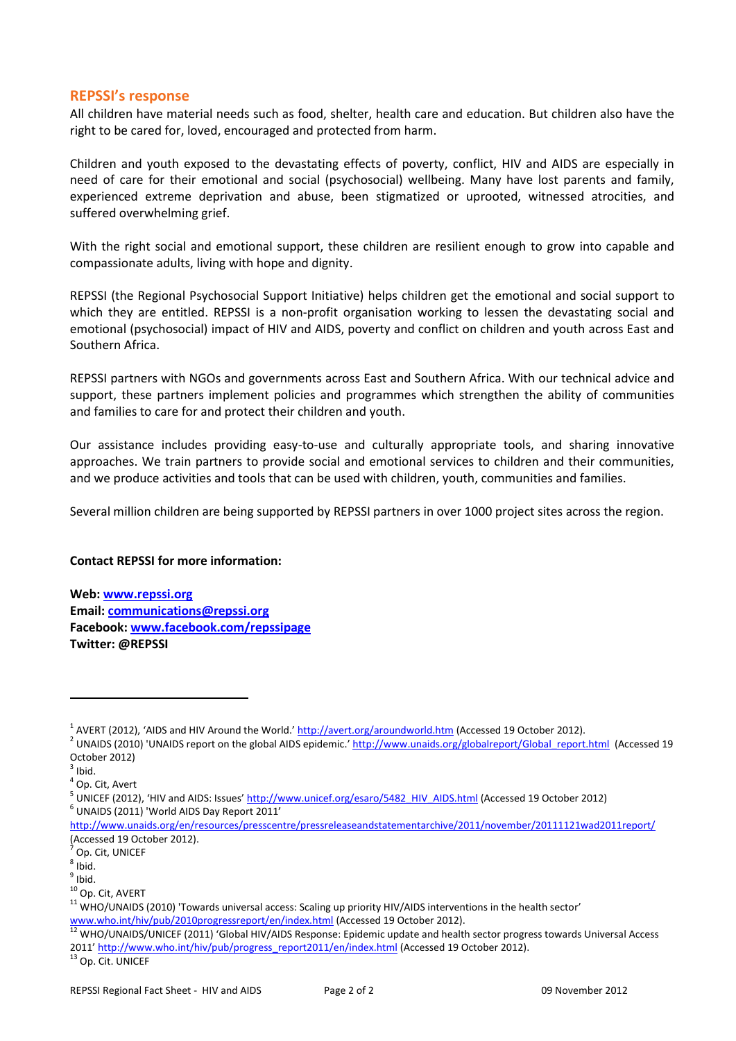## REPSSI's response

All children have material needs such as food, shelter, health care and education. But children also have the right to be cared for, loved, encouraged and protected from harm.

Children and youth exposed to the devastating effects of poverty, conflict, HIV and AIDS are especially in need of care for their emotional and social (psychosocial) wellbeing. Many have lost parents and family, experienced extreme deprivation and abuse, been stigmatized or uprooted, witnessed atrocities, and suffered overwhelming grief.

With the right social and emotional support, these children are resilient enough to grow into capable and compassionate adults, living with hope and dignity.

REPSSI (the Regional Psychosocial Support Initiative) helps children get the emotional and social support to which they are entitled. REPSSI is a non-profit organisation working to lessen the devastating social and emotional (psychosocial) impact of HIV and AIDS, poverty and conflict on children and youth across East and Southern Africa.

REPSSI partners with NGOs and governments across East and Southern Africa. With our technical advice and support, these partners implement policies and programmes which strengthen the ability of communities and families to care for and protect their children and youth.

Our assistance includes providing easy-to-use and culturally appropriate tools, and sharing innovative approaches. We train partners to provide social and emotional services to children and their communities, and we produce activities and tools that can be used with children, youth, communities and families.

Several million children are being supported by REPSSI partners in over 1000 project sites across the region.

**Contact REPSSI for more information:**

**Web: www.repssi.org**
**Email: communications@repssi.org**
**Facebook: www.facebook.com/repssipage**
**Twitter: @REPSSI**

---

[1] AVERT (2012), 'AIDS and HIV Around the World.' http://avert.org/aroundworld.htm (Accessed 19 October 2012).
[2] UNAIDS (2010) 'UNAIDS report on the global AIDS epidemic.' http://www.unaids.org/globalreport/Global_report.html (Accessed 19 October 2012)
[3] Ibid.
[4] Op. Cit, Avert
[5] UNICEF (2012), 'HIV and AIDS: Issues' http://www.unicef.org/esaro/5482_HIV_AIDS.html (Accessed 19 October 2012)
[6] UNAIDS (2011) 'World AIDS Day Report 2011' http://www.unaids.org/en/resources/presscentre/pressreleaseandstatementarchive/2011/november/20111121wad2011report/ (Accessed 19 October 2012).
[7] Op. Cit, UNICEF
[8] Ibid.
[9] Ibid.
[10] Op. Cit, AVERT
[11] WHO/UNAIDS (2010) 'Towards universal access: Scaling up priority HIV/AIDS interventions in the health sector' www.who.int/hiv/pub/2010progressreport/en/index.html (Accessed 19 October 2012).
[12] WHO/UNAIDS/UNICEF (2011) 'Global HIV/AIDS Response: Epidemic update and health sector progress towards Universal Access 2011' http://www.who.int/hiv/pub/progress_report2011/en/index.html (Accessed 19 October 2012).
[13] Op. Cit. UNICEF